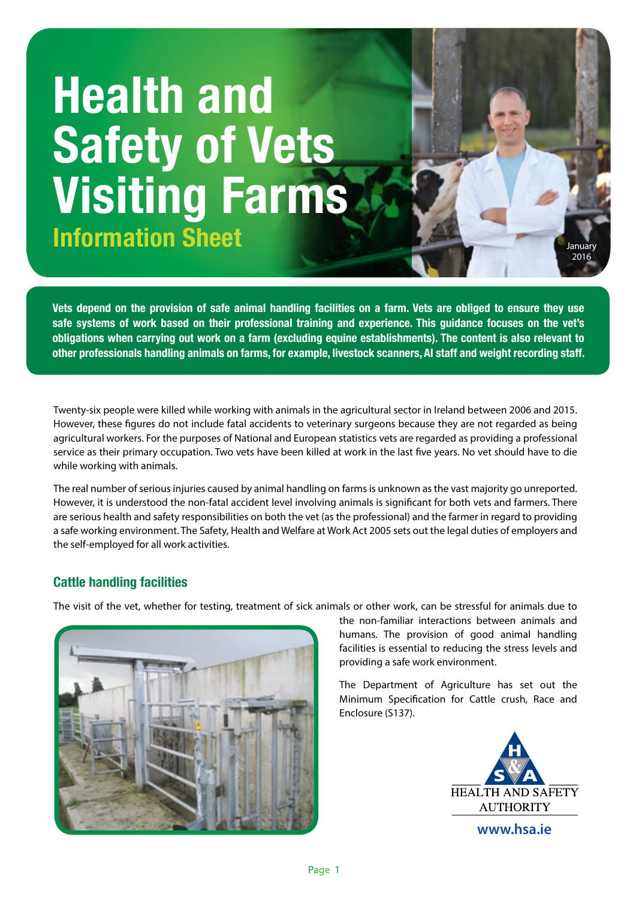# Health and Safety of Vets Visiting Farms

## Information Sheet

January 2016

**Vets depend on the provision of safe animal handling facilities on a farm. Vets are obliged to ensure they use safe systems of work based on their professional training and experience. This guidance focuses on the vet's obligations when carrying out work on a farm (excluding equine establishments). The content is also relevant to other professionals handling animals on farms, for example, livestock scanners, AI staff and weight recording staff.**

Twenty-six people were killed while working with animals in the agricultural sector in Ireland between 2006 and 2015. However, these figures do not include fatal accidents to veterinary surgeons because they are not regarded as being agricultural workers. For the purposes of National and European statistics vets are regarded as providing a professional service as their primary occupation. Two vets have been killed at work in the last five years. No vet should have to die while working with animals.

The real number of serious injuries caused by animal handling on farms is unknown as the vast majority go unreported. However, it is understood the non-fatal accident level involving animals is significant for both vets and farmers. There are serious health and safety responsibilities on both the vet (as the professional) and the farmer in regard to providing a safe working environment. The Safety, Health and Welfare at Work Act 2005 sets out the legal duties of employers and the self-employed for all work activities.

### Cattle handling facilities

The visit of the vet, whether for testing, treatment of sick animals or other work, can be stressful for animals due to the non-familiar interactions between animals and humans. The provision of good animal handling facilities is essential to reducing the stress levels and providing a safe work environment.

The Department of Agriculture has set out the Minimum Specification for Cattle crush, Race and Enclosure (S137).

HEALTH AND SAFETY AUTHORITY

www.hsa.ie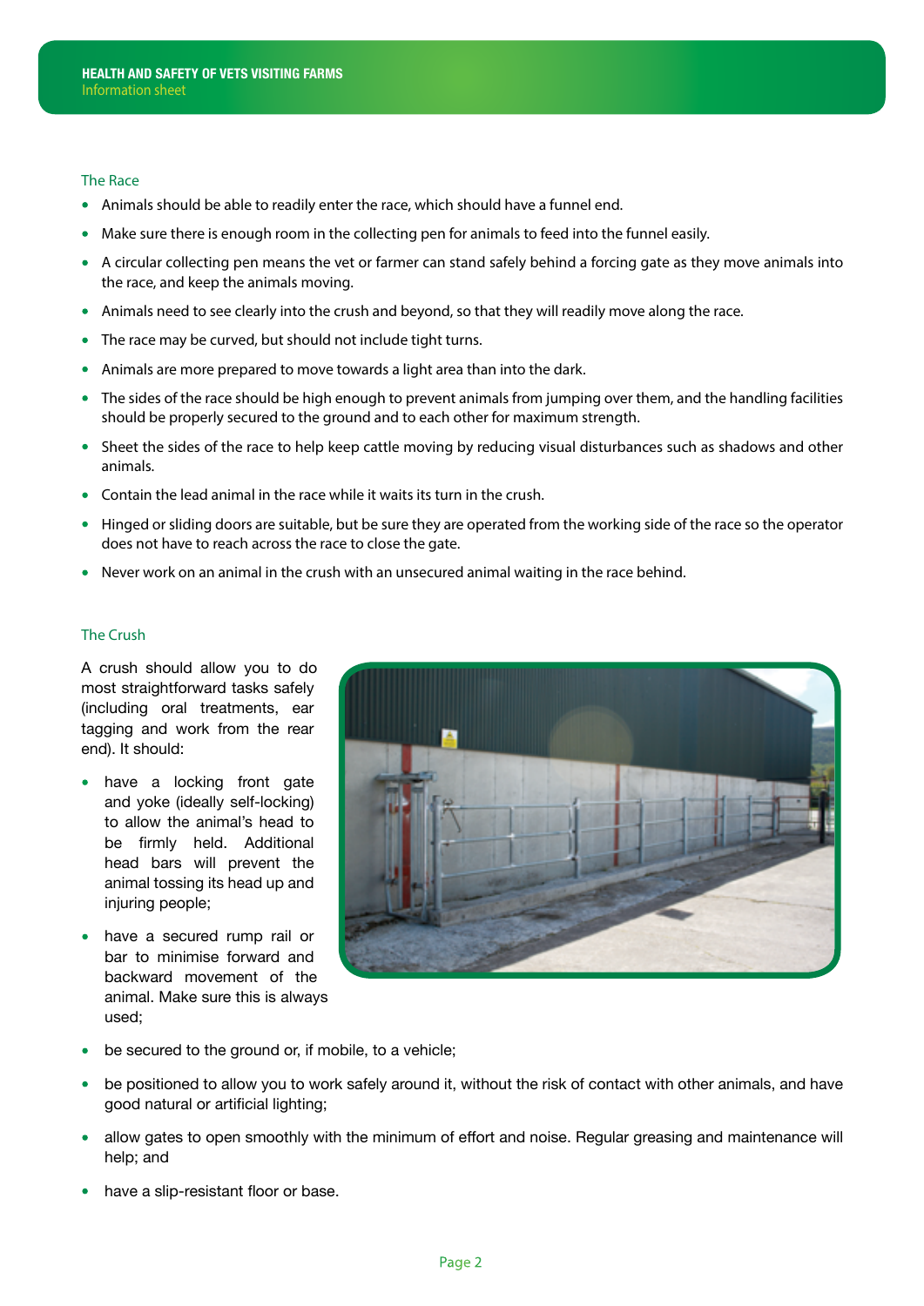## The Race

- Animals should be able to readily enter the race, which should have a funnel end.
- Make sure there is enough room in the collecting pen for animals to feed into the funnel easily.
- A circular collecting pen means the vet or farmer can stand safely behind a forcing gate as they move animals into the race, and keep the animals moving.
- Animals need to see clearly into the crush and beyond, so that they will readily move along the race.
- The race may be curved, but should not include tight turns.
- Animals are more prepared to move towards a light area than into the dark.
- The sides of the race should be high enough to prevent animals from jumping over them, and the handling facilities should be properly secured to the ground and to each other for maximum strength.
- Sheet the sides of the race to help keep cattle moving by reducing visual disturbances such as shadows and other animals.
- Contain the lead animal in the race while it waits its turn in the crush.
- Hinged or sliding doors are suitable, but be sure they are operated from the working side of the race so the operator does not have to reach across the race to close the gate.
- Never work on an animal in the crush with an unsecured animal waiting in the race behind.

## The Crush

A crush should allow you to do most straightforward tasks safely (including oral treatments, ear tagging and work from the rear end). It should:

- have a locking front gate and yoke (ideally self-locking) to allow the animal's head to be firmly held. Additional head bars will prevent the animal tossing its head up and injuring people;
- have a secured rump rail or bar to minimise forward and backward movement of the animal. Make sure this is always used;
- be secured to the ground or, if mobile, to a vehicle;
- be positioned to allow you to work safely around it, without the risk of contact with other animals, and have good natural or artificial lighting;
- allow gates to open smoothly with the minimum of effort and noise. Regular greasing and maintenance will help; and
- have a slip-resistant floor or base.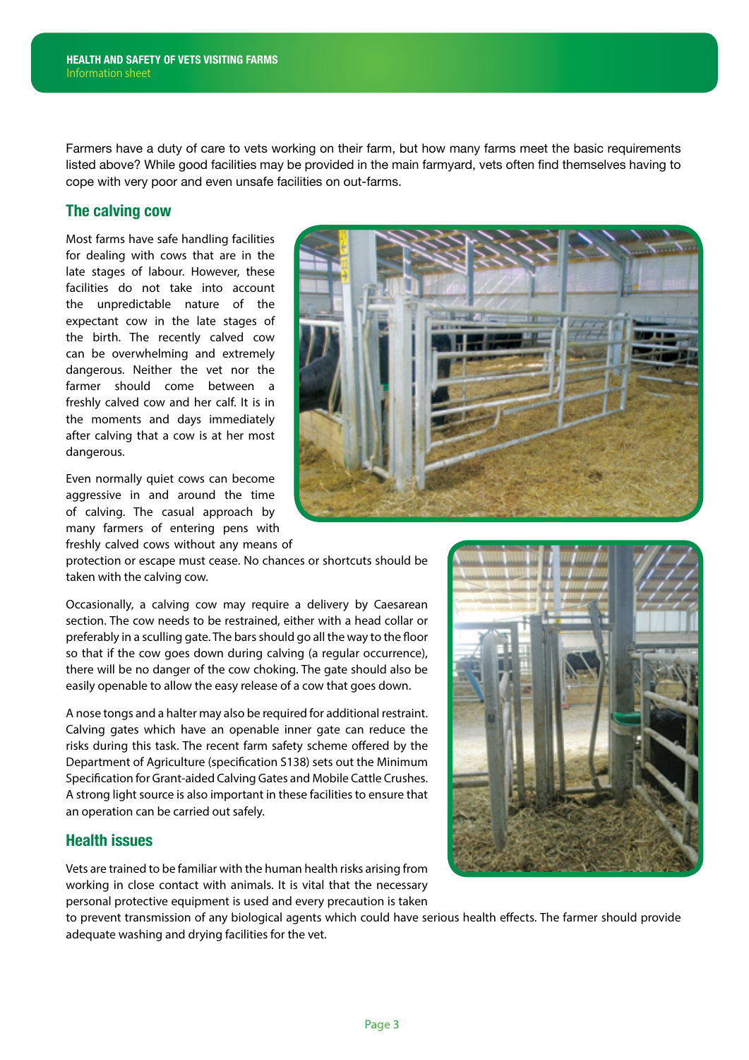Farmers have a duty of care to vets working on their farm, but how many farms meet the basic requirements listed above? While good facilities may be provided in the main farmyard, vets often find themselves having to cope with very poor and even unsafe facilities on out-farms.

## The calving cow

Most farms have safe handling facilities for dealing with cows that are in the late stages of labour. However, these facilities do not take into account the unpredictable nature of the expectant cow in the late stages of the birth. The recently calved cow can be overwhelming and extremely dangerous. Neither the vet nor the farmer should come between a freshly calved cow and her calf. It is in the moments and days immediately after calving that a cow is at her most dangerous.

Even normally quiet cows can become aggressive in and around the time of calving. The casual approach by many farmers of entering pens with freshly calved cows without any means of protection or escape must cease. No chances or shortcuts should be taken with the calving cow.

Occasionally, a calving cow may require a delivery by Caesarean section. The cow needs to be restrained, either with a head collar or preferably in a sculling gate. The bars should go all the way to the floor so that if the cow goes down during calving (a regular occurrence), there will be no danger of the cow choking. The gate should also be easily openable to allow the easy release of a cow that goes down.

A nose tongs and a halter may also be required for additional restraint. Calving gates which have an openable inner gate can reduce the risks during this task. The recent farm safety scheme offered by the Department of Agriculture (specification S138) sets out the Minimum Specification for Grant-aided Calving Gates and Mobile Cattle Crushes. A strong light source is also important in these facilities to ensure that an operation can be carried out safely.

## Health issues

Vets are trained to be familiar with the human health risks arising from working in close contact with animals. It is vital that the necessary personal protective equipment is used and every precaution is taken to prevent transmission of any biological agents which could have serious health effects. The farmer should provide adequate washing and drying facilities for the vet.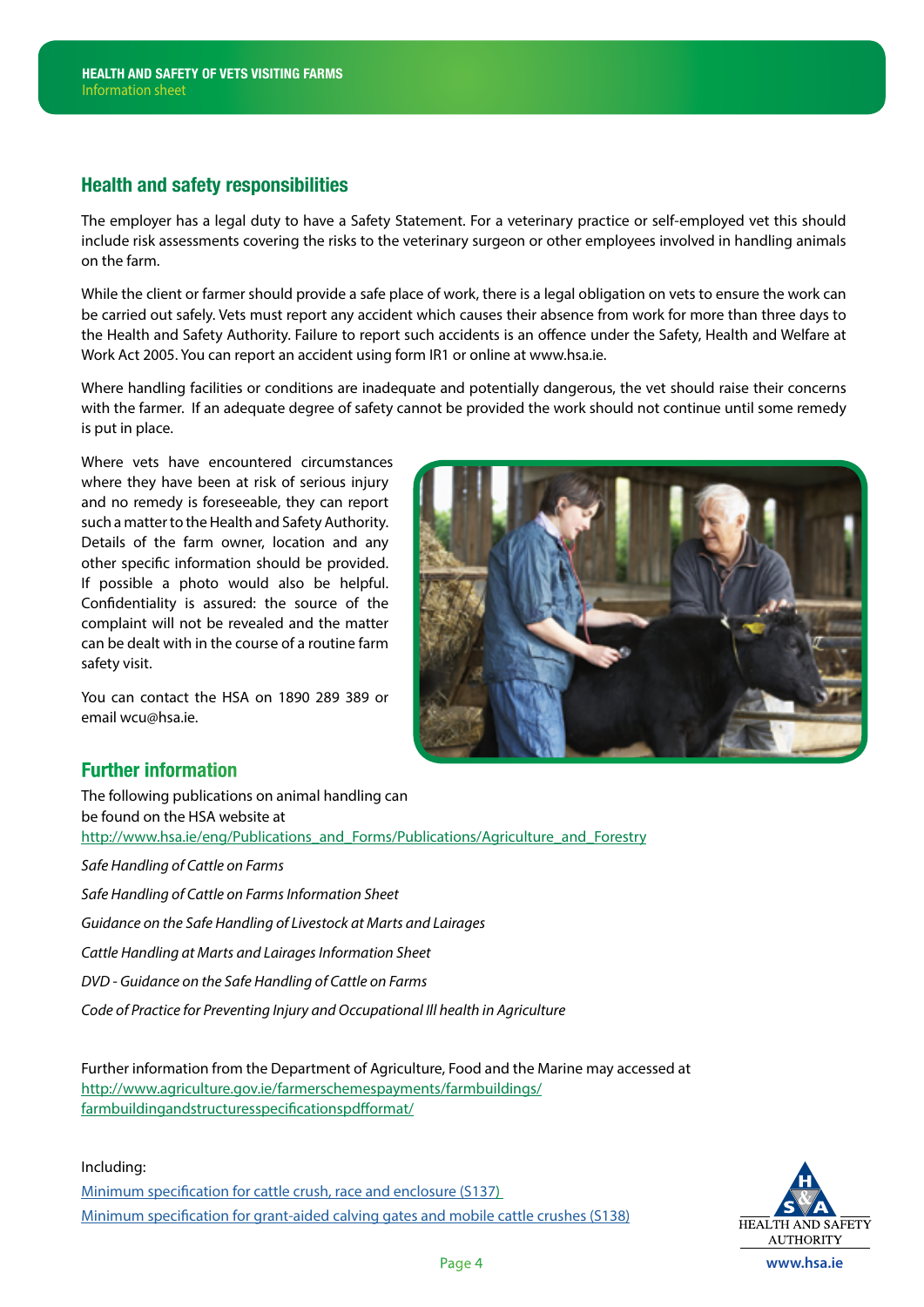## Health and safety responsibilities

The employer has a legal duty to have a Safety Statement. For a veterinary practice or self-employed vet this should include risk assessments covering the risks to the veterinary surgeon or other employees involved in handling animals on the farm.

While the client or farmer should provide a safe place of work, there is a legal obligation on vets to ensure the work can be carried out safely. Vets must report any accident which causes their absence from work for more than three days to the Health and Safety Authority. Failure to report such accidents is an offence under the Safety, Health and Welfare at Work Act 2005. You can report an accident using form IR1 or online at www.hsa.ie.

Where handling facilities or conditions are inadequate and potentially dangerous, the vet should raise their concerns with the farmer. If an adequate degree of safety cannot be provided the work should not continue until some remedy is put in place.

Where vets have encountered circumstances where they have been at risk of serious injury and no remedy is foreseeable, they can report such a matter to the Health and Safety Authority. Details of the farm owner, location and any other specific information should be provided. If possible a photo would also be helpful. Confidentiality is assured: the source of the complaint will not be revealed and the matter can be dealt with in the course of a routine farm safety visit.

You can contact the HSA on 1890 289 389 or email wcu@hsa.ie.

## Further information

The following publications on animal handling can be found on the HSA website at http://www.hsa.ie/eng/Publications_and_Forms/Publications/Agriculture_and_Forestry

*Safe Handling of Cattle on Farms*

*Safe Handling of Cattle on Farms Information Sheet*

*Guidance on the Safe Handling of Livestock at Marts and Lairages*

*Cattle Handling at Marts and Lairages Information Sheet*

*DVD - Guidance on the Safe Handling of Cattle on Farms*

*Code of Practice for Preventing Injury and Occupational Ill health in Agriculture*

Further information from the Department of Agriculture, Food and the Marine may accessed at http://www.agriculture.gov.ie/farmerschemespayments/farmbuildings/farmbuildingandstructuresspecificationspdfformat/

Including:

Minimum specification for cattle crush, race and enclosure (S137)

Minimum specification for grant-aided calving gates and mobile cattle crushes (S138)

HEALTH AND SAFETY AUTHORITY

www.hsa.ie